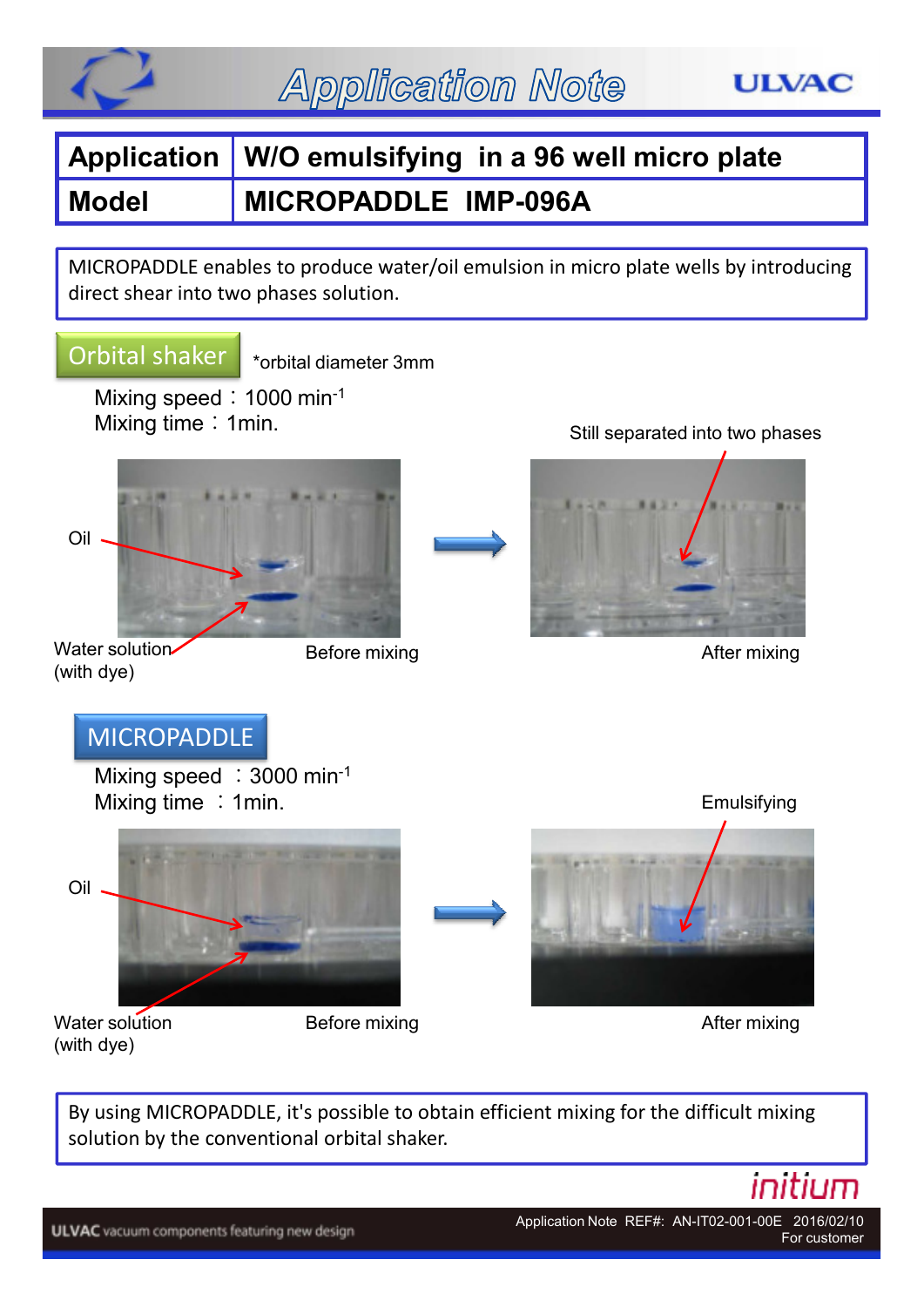# Application Note

| Application | W/O emulsifying in a 96 well micro plate |
|---|---|
| Model | MICROPADDLE IMP-096A |

MICROPADDLE enables to produce water/oil emulsion in micro plate wells by introducing direct shear into two phases solution.

## Orbital shaker

*orbital diameter 3mm

Mixing speed : 1000 min$^{-1}$
Mixing time : 1min.

Oil

Water solution (with dye)

Before mixing

Still separated into two phases

After mixing

## MICROPADDLE

Mixing speed : 3000 min$^{-1}$
Mixing time : 1min.

Oil

Water solution (with dye)

Before mixing

Emulsifying

After mixing

By using MICROPADDLE, it's possible to obtain efficient mixing for the difficult mixing solution by the conventional orbital shaker.

initium

Application Note REF#: AN-IT02-001-00E 2016/02/10
For customer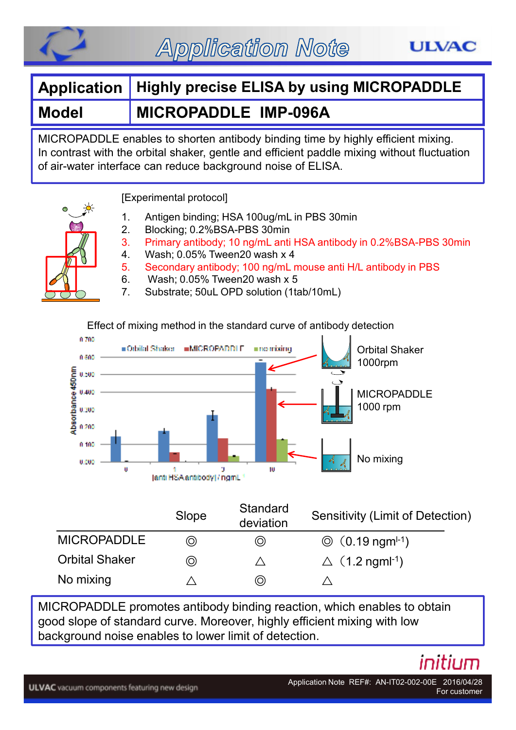# Application Note

| Application | Highly precise ELISA by using MICROPADDLE |
|---|---|
| Model | MICROPADDLE IMP-096A |

MICROPADDLE enables to shorten antibody binding time by highly efficient mixing. In contrast with the orbital shaker, gentle and efficient paddle mixing without fluctuation of air-water interface can reduce background noise of ELISA.

[Experimental protocol]

1. Antigen binding; HSA 100ug/mL in PBS 30min
2. Blocking; 0.2%BSA-PBS 30min
3. Primary antibody; 10 ng/mL anti HSA antibody in 0.2%BSA-PBS 30min
4. Wash; 0.05% Tween20 wash x 4
5. Secondary antibody; 100 ng/mL mouse anti H/L antibody in PBS
6. Wash; 0.05% Tween20 wash x 5
7. Substrate; 50uL OPD solution (1tab/10mL)

Effect of mixing method in the standard curve of antibody detection

Orbital Shaker 1000rpm

MICROPADDLE 1000 rpm

No mixing

| | Slope | Standard deviation | Sensitivity (Limit of Detection) |
|---|---|---|---|
| MICROPADDLE | ◎ | ◎ | ◎（0.19 $ngml^{-1}$） |
| Orbital Shaker | ◎ | △ | △（1.2 $ngml^{-1}$） |
| No mixing | △ | ◎ | △ |

MICROPADDLE promotes antibody binding reaction, which enables to obtain good slope of standard curve. Moreover, highly efficient mixing with low background noise enables to lower limit of detection.

Application Note REF#: AN-IT02-002-00E 2016/04/28
For customer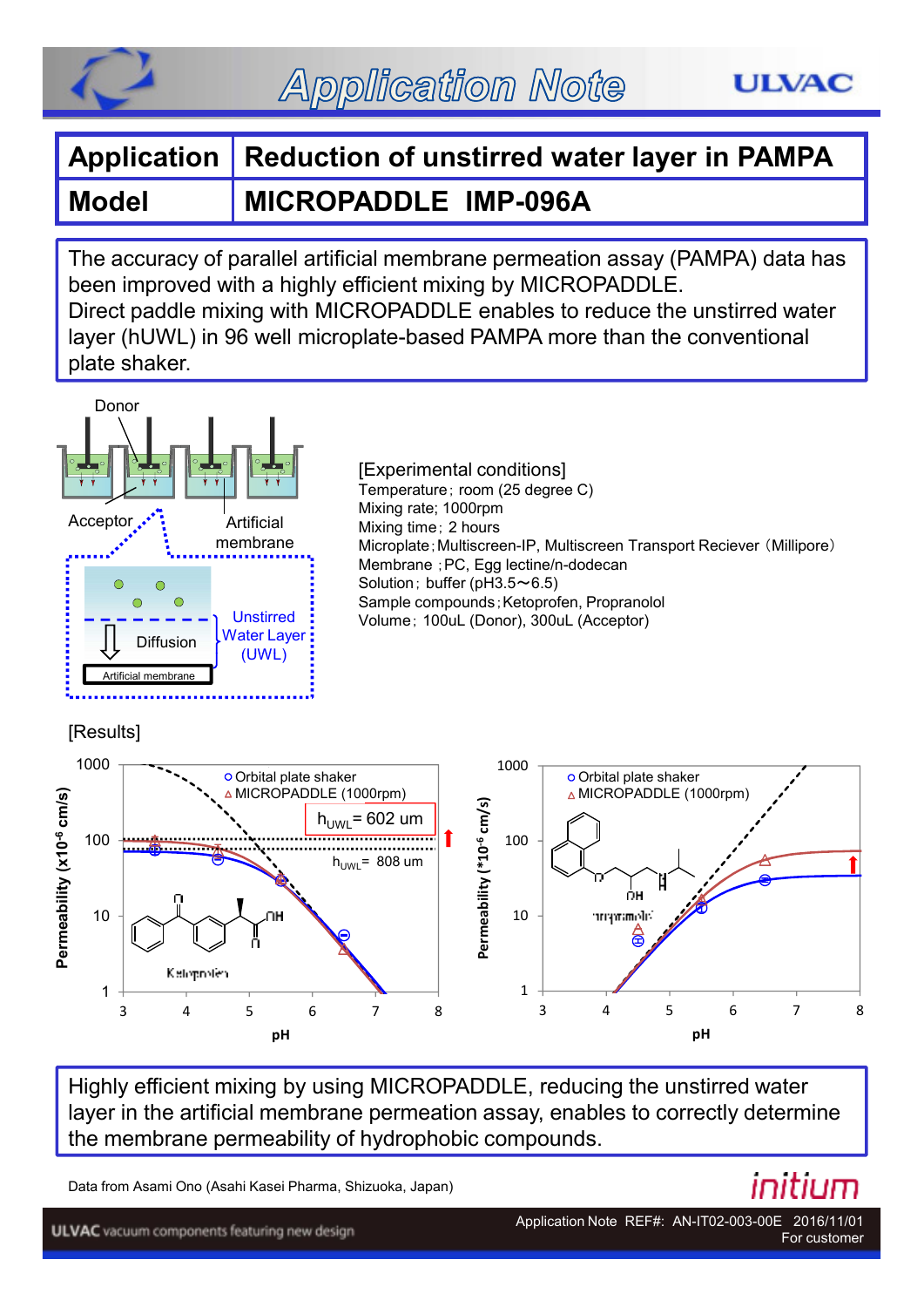# Application Note

| Application | Reduction of unstirred water layer in PAMPA |
| --- | --- |
| Model | MICROPADDLE IMP-096A |

The accuracy of parallel artificial membrane permeation assay (PAMPA) data has been improved with a highly efficient mixing by MICROPADDLE.
Direct paddle mixing with MICROPADDLE enables to reduce the unstirred water layer (hUWL) in 96 well microplate-based PAMPA more than the conventional plate shaker.

Donor
Acceptor
Artificial membrane
Diffusion
Unstirred Water Layer (UWL)
Artificial membrane

[Experimental conditions]
Temperature; room (25 degree C)
Mixing rate; 1000rpm
Mixing time; 2 hours
Microplate; Multiscreen-IP, Multiscreen Transport Reciever (Millipore)
Membrane ; PC, Egg lectine/n-dodecan
Solution; buffer (pH3.5~6.5)
Sample compounds; Ketoprofen, Propranolol
Volume; 100uL (Donor), 300uL (Acceptor)

[Results]

Permeability (x10$^{-6}$ cm/s)
1000
100
10
1
3 4 5 6 7 8
pH
○ Orbital plate shaker
△ MICROPADDLE (1000rpm)
$h_{UWL}$ = 602 um
$h_{UWL}$ = 808 um
Ketoprofen

Permeability (*10$^{-6}$ cm/s)
1000
100
10
1
3 4 5 6 7 8
pH
○ Orbital plate shaker
△ MICROPADDLE (1000rpm)
Propranolol

Highly efficient mixing by using MICROPADDLE, reducing the unstirred water layer in the artificial membrane permeation assay, enables to correctly determine the membrane permeability of hydrophobic compounds.

Data from Asami Ono (Asahi Kasei Pharma, Shizuoka, Japan)

initium

ULVAC vacuum components featuring new design

Application Note REF#: AN-IT02-003-00E 2016/11/01
For customer